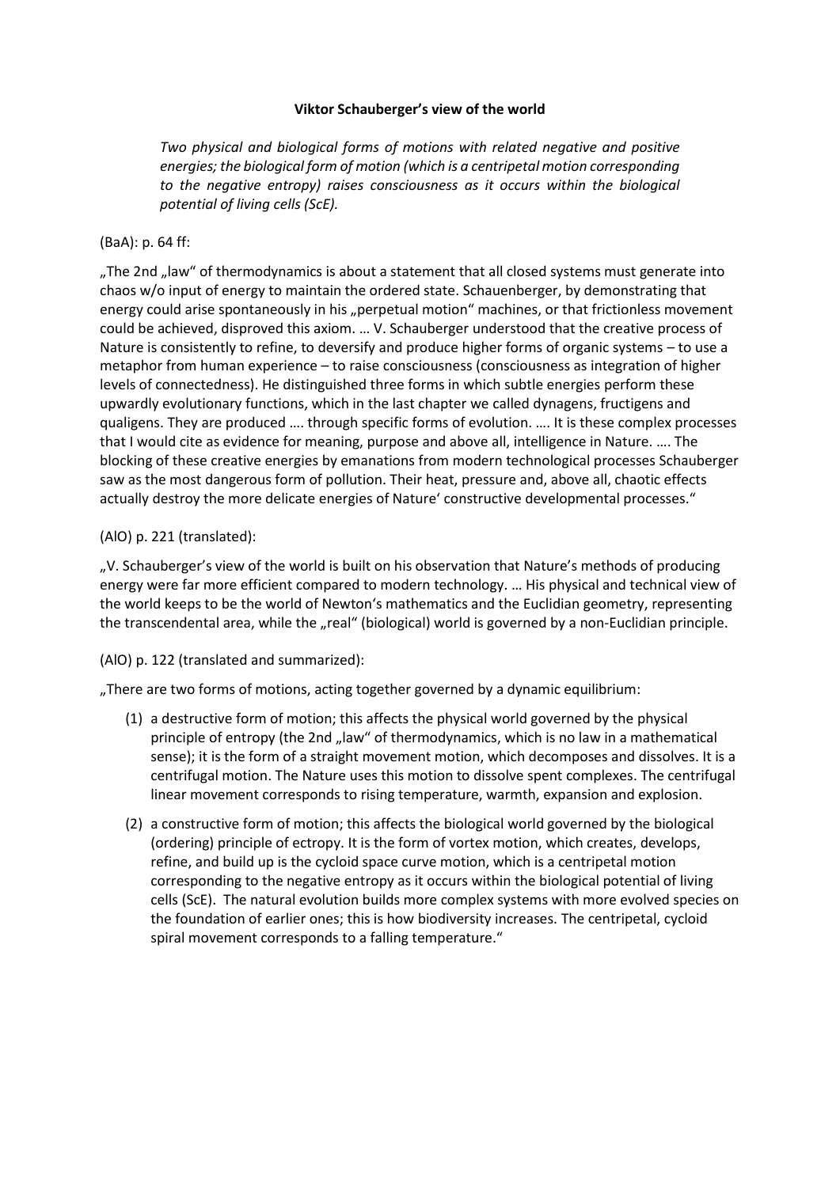**Viktor Schauberger's view of the world**

*Two physical and biological forms of motions with related negative and positive energies; the biological form of motion (which is a centripetal motion corresponding to the negative entropy) raises consciousness as it occurs within the biological potential of living cells (ScE).*

(BaA): p. 64 ff:

„The 2nd „law" of thermodynamics is about a statement that all closed systems must generate into chaos w/o input of energy to maintain the ordered state. Schauenberger, by demonstrating that energy could arise spontaneously in his „perpetual motion" machines, or that frictionless movement could be achieved, disproved this axiom. … V. Schauberger understood that the creative process of Nature is consistently to refine, to deversify and produce higher forms of organic systems – to use a metaphor from human experience – to raise consciousness (consciousness as integration of higher levels of connectedness). He distinguished three forms in which subtle energies perform these upwardly evolutionary functions, which in the last chapter we called dynagens, fructigens and qualigens. They are produced …. through specific forms of evolution. …. It is these complex processes that I would cite as evidence for meaning, purpose and above all, intelligence in Nature. …. The blocking of these creative energies by emanations from modern technological processes Schauberger saw as the most dangerous form of pollution. Their heat, pressure and, above all, chaotic effects actually destroy the more delicate energies of Nature' constructive developmental processes."

(AlO) p. 221 (translated):

„V. Schauberger's view of the world is built on his observation that Nature's methods of producing energy were far more efficient compared to modern technology. … His physical and technical view of the world keeps to be the world of Newton's mathematics and the Euclidian geometry, representing the transcendental area, while the „real" (biological) world is governed by a non-Euclidian principle.

(AlO) p. 122 (translated and summarized):

„There are two forms of motions, acting together governed by a dynamic equilibrium:

1. a destructive form of motion; this affects the physical world governed by the physical principle of entropy (the 2nd „law" of thermodynamics, which is no law in a mathematical sense); it is the form of a straight movement motion, which decomposes and dissolves. It is a centrifugal motion. The Nature uses this motion to dissolve spent complexes. The centrifugal linear movement corresponds to rising temperature, warmth, expansion and explosion.
2. a constructive form of motion; this affects the biological world governed by the biological (ordering) principle of ectropy. It is the form of vortex motion, which creates, develops, refine, and build up is the cycloid space curve motion, which is a centripetal motion corresponding to the negative entropy as it occurs within the biological potential of living cells (ScE). The natural evolution builds more complex systems with more evolved species on the foundation of earlier ones; this is how biodiversity increases. The centripetal, cycloid spiral movement corresponds to a falling temperature."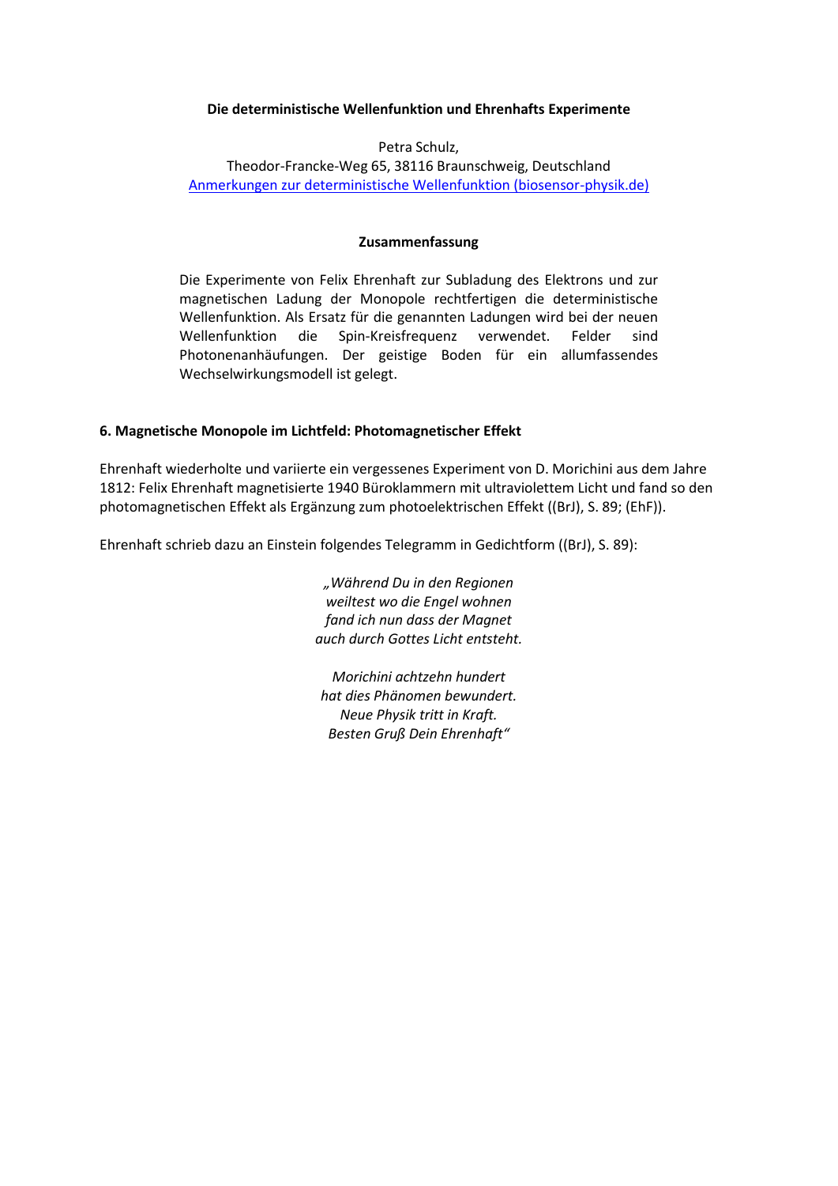**Die deterministische Wellenfunktion und Ehrenhafts Experimente**

Petra Schulz,
Theodor-Francke-Weg 65, 38116 Braunschweig, Deutschland
[Anmerkungen zur deterministische Wellenfunktion (biosensor-physik.de)]

**Zusammenfassung**

Die Experimente von Felix Ehrenhaft zur Subladung des Elektrons und zur magnetischen Ladung der Monopole rechtfertigen die deterministische Wellenfunktion. Als Ersatz für die genannten Ladungen wird bei der neuen Wellenfunktion die Spin-Kreisfrequenz verwendet. Felder sind Photonenanhäufungen. Der geistige Boden für ein allumfassendes Wechselwirkungsmodell ist gelegt.

### 6. Magnetische Monopole im Lichtfeld: Photomagnetischer Effekt

Ehrenhaft wiederholte und variierte ein vergessenes Experiment von D. Morichini aus dem Jahre 1812: Felix Ehrenhaft magnetisierte 1940 Büroklammern mit ultraviolettem Licht und fand so den photomagnetischen Effekt als Ergänzung zum photoelektrischen Effekt ((BrJ), S. 89; (EhF)).

Ehrenhaft schrieb dazu an Einstein folgendes Telegramm in Gedichtform ((BrJ), S. 89):

*„Während Du in den Regionen*
*weiltest wo die Engel wohnen*
*fand ich nun dass der Magnet*
*auch durch Gottes Licht entsteht.*

*Morichini achtzehn hundert*
*hat dies Phänomen bewundert.*
*Neue Physik tritt in Kraft.*
*Besten Gruß Dein Ehrenhaft"*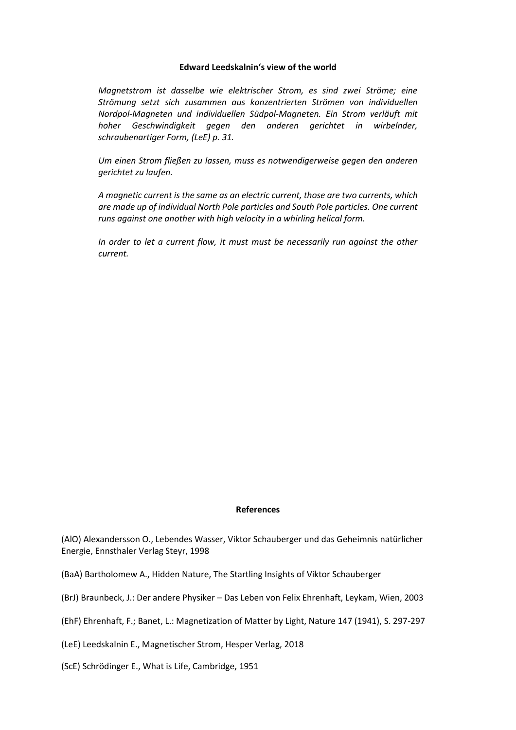**Edward Leedskalnin's view of the world**

*Magnetstrom ist dasselbe wie elektrischer Strom, es sind zwei Ströme; eine Strömung setzt sich zusammen aus konzentrierten Strömen von individuellen Nordpol-Magneten und individuellen Südpol-Magneten. Ein Strom verläuft mit hoher Geschwindigkeit gegen den anderen gerichtet in wirbelnder, schraubenartiger Form, (LeE) p. 31.*

*Um einen Strom fließen zu lassen, muss es notwendigerweise gegen den anderen gerichtet zu laufen.*

*A magnetic current is the same as an electric current, those are two currents, which are made up of individual North Pole particles and South Pole particles. One current runs against one another with high velocity in a whirling helical form.*

*In order to let a current flow, it must must be necessarily run against the other current.*

**References**

(AlO) Alexandersson O., Lebendes Wasser, Viktor Schauberger und das Geheimnis natürlicher Energie, Ennsthaler Verlag Steyr, 1998

(BaA) Bartholomew A., Hidden Nature, The Startling Insights of Viktor Schauberger

(BrJ) Braunbeck, J.: Der andere Physiker – Das Leben von Felix Ehrenhaft, Leykam, Wien, 2003

(EhF) Ehrenhaft, F.; Banet, L.: Magnetization of Matter by Light, Nature 147 (1941), S. 297-297

(LeE) Leedskalnin E., Magnetischer Strom, Hesper Verlag, 2018

(ScE) Schrödinger E., What is Life, Cambridge, 1951